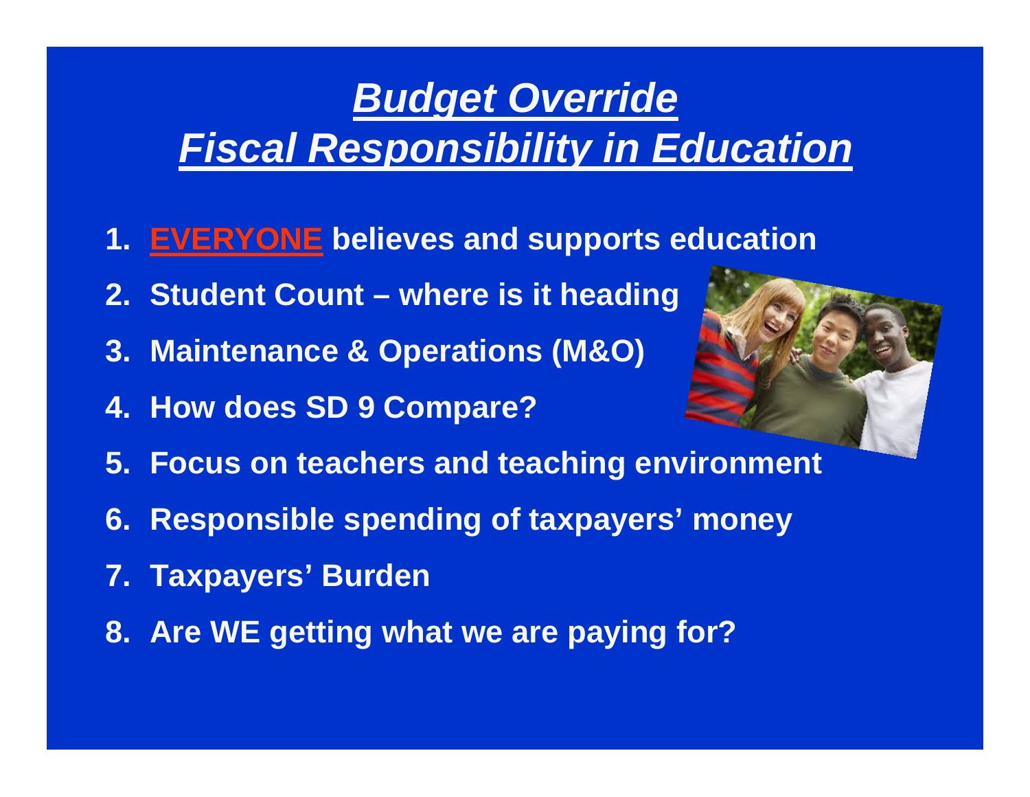# ***Budget Override***
# ***Fiscal Responsibility in Education***

1. **EVERYONE believes and supports education**
2. **Student Count – where is it heading**
3. **Maintenance & Operations (M&O)**
4. **How does SD 9 Compare?**
5. **Focus on teachers and teaching environment**
6. **Responsible spending of taxpayers' money**
7. **Taxpayers' Burden**
8. **Are WE getting what we are paying for?**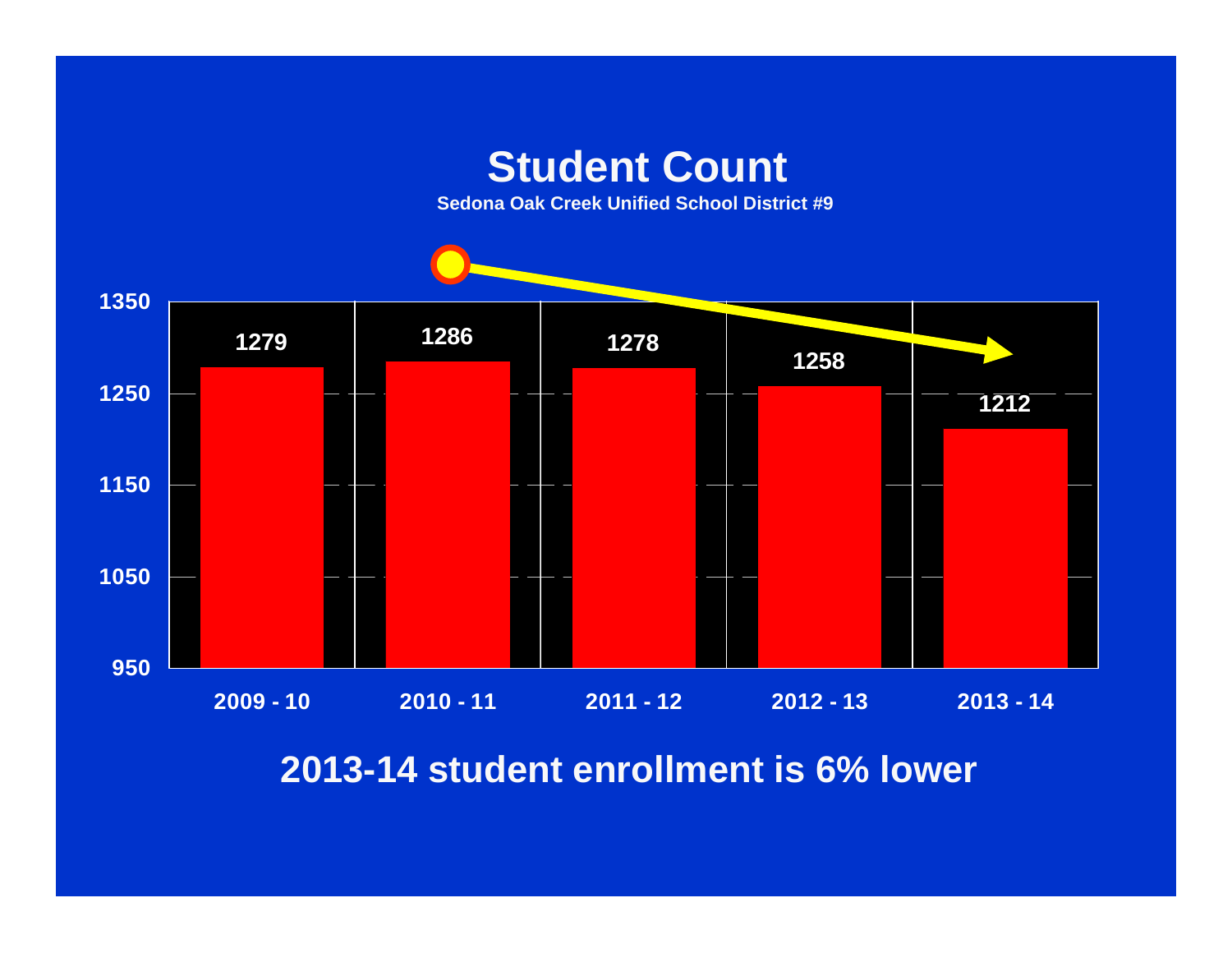# Student Count

**Sedona Oak Creek Unified School District #9**

| Year | Student Count |
|---|---|
| 2009 - 10 | 1279 |
| 2010 - 11 | 1286 |
| 2011 - 12 | 1278 |
| 2012 - 13 | 1258 |
| 2013 - 14 | 1212 |

**2013-14 student enrollment is 6% lower**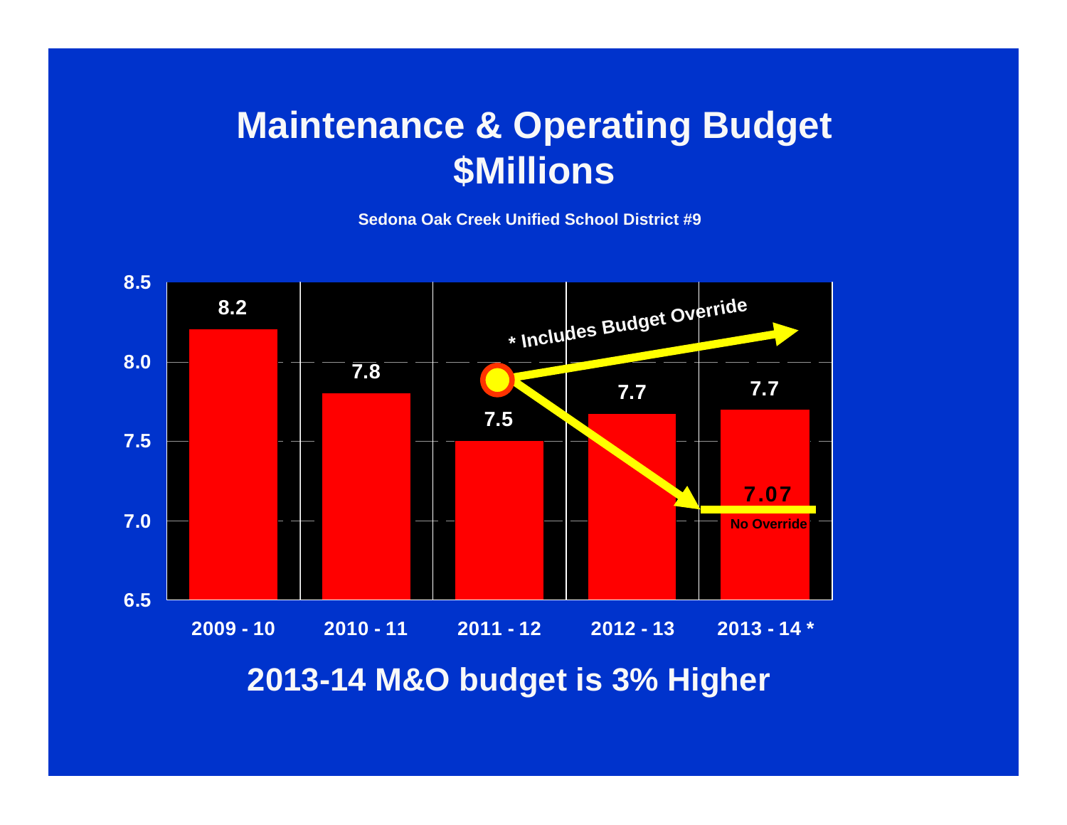# Maintenance & Operating Budget $Millions

**Sedona Oak Creek Unified School District #9**

| Year | M&O Budget ($Millions) |
|---|---|
| 2009 - 10 | 8.2 |
| 2010 - 11 | 7.8 |
| 2011 - 12 | 7.5 |
| 2012 - 13 | 7.7 |
| 2013 - 14 * | 7.7 |

\* Includes Budget Override

7.07 No Override

## 2013-14 M&O budget is 3% Higher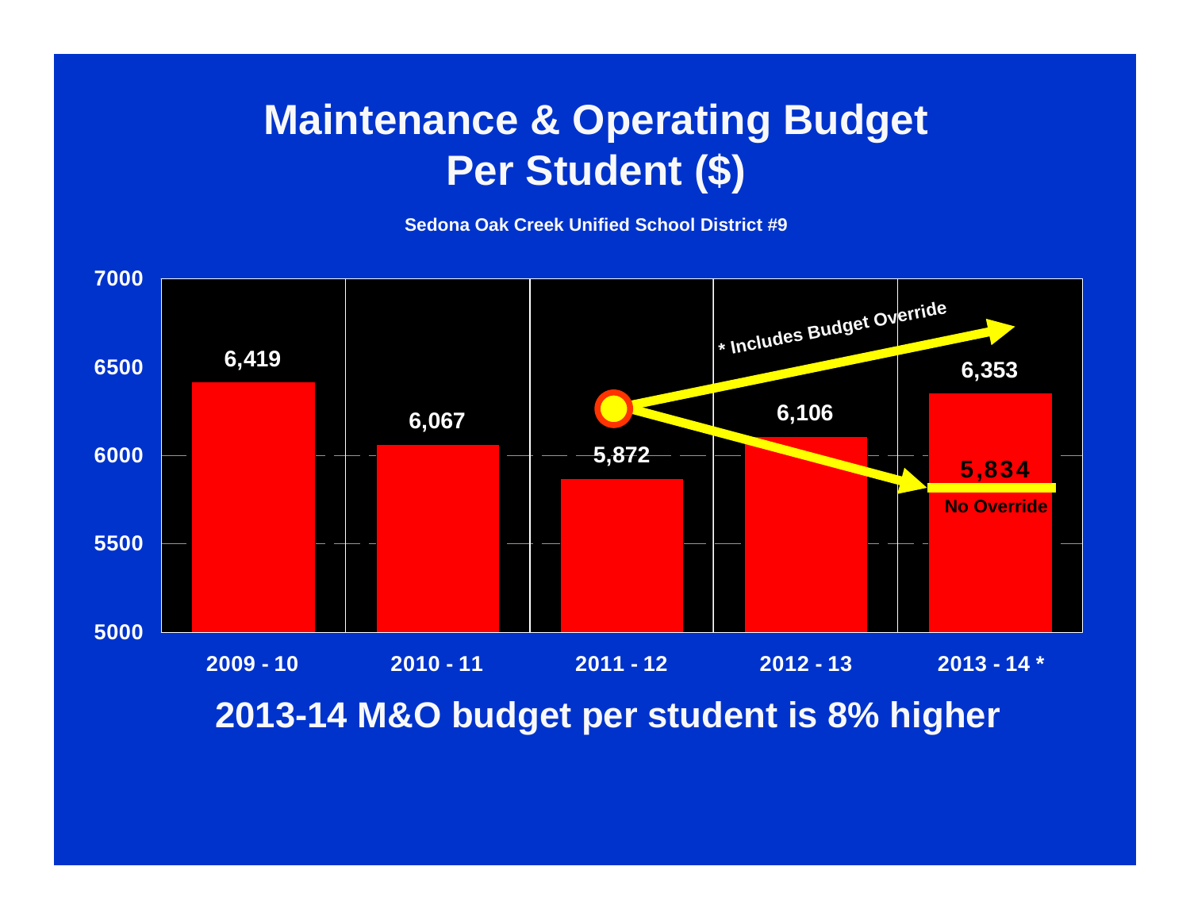# Maintenance & Operating Budget Per Student ($)

**Sedona Oak Creek Unified School District #9**

| Year | M&O Budget Per Student ($) |
|---|---|
| 2009 - 10 | 6,419 |
| 2010 - 11 | 6,067 |
| 2011 - 12 | 5,872 |
| 2012 - 13 | 6,106 |
| 2013 - 14 * | 6,353 |

\* Includes Budget Override

5,834 No Override

## 2013-14 M&O budget per student is 8% higher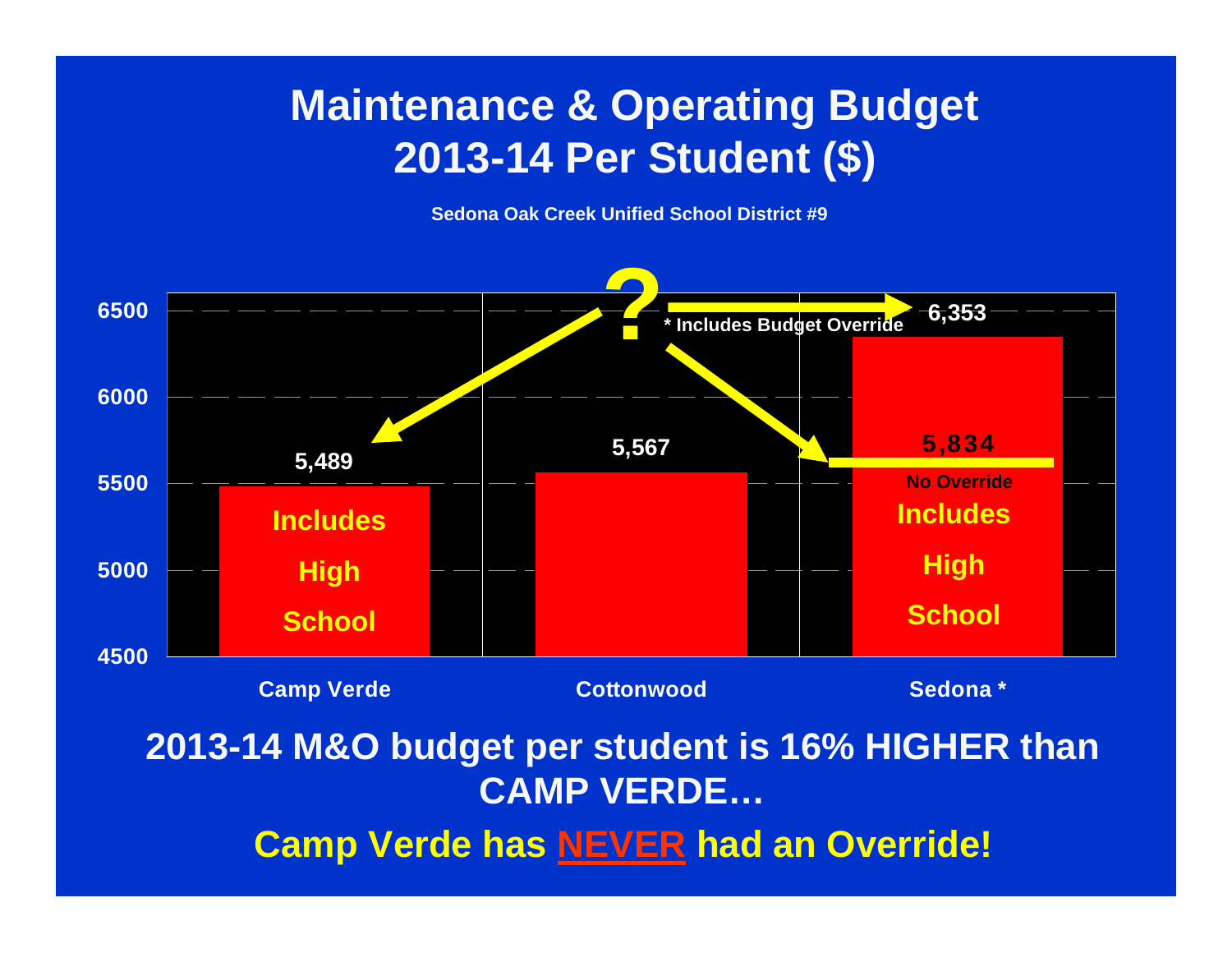# Maintenance & Operating Budget 2013-14 Per Student ($)

**Sedona Oak Creek Unified School District #9**

| | Camp Verde | Cottonwood | Sedona * |
|---|---|---|---|
| M&O budget per student ($) | 5,489 | 5,567 | 6,353 |
| No Override | | | 5,834 |
| Notes | Includes High School | | Includes High School |

\* Includes Budget Override

**2013-14 M&O budget per student is 16% HIGHER than CAMP VERDE…**

**Camp Verde has <u>NEVER</u> had an Override!**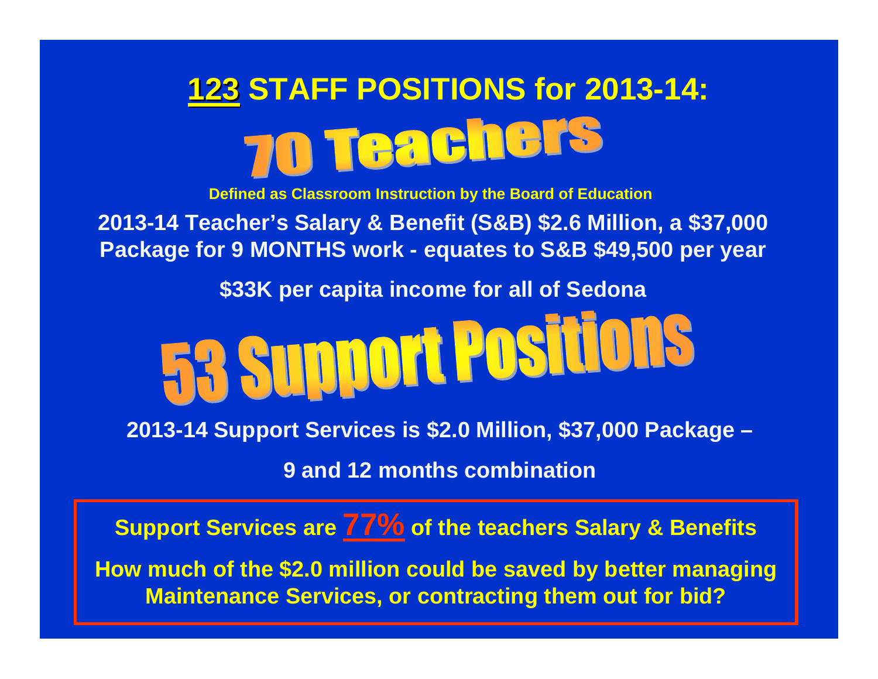# 123 STAFF POSITIONS for 2013-14:

# 70 Teachers

**Defined as Classroom Instruction by the Board of Education**

**2013-14 Teacher's Salary & Benefit (S&B) $2.6 Million, a $37,000 Package for 9 MONTHS work - equates to S&B $49,500 per year**

**$33K per capita income for all of Sedona**

# 53 Support Positions

**2013-14 Support Services is $2.0 Million, $37,000 Package –**

**9 and 12 months combination**

**Support Services are 77% of the teachers Salary & Benefits**

**How much of the $2.0 million could be saved by better managing Maintenance Services, or contracting them out for bid?**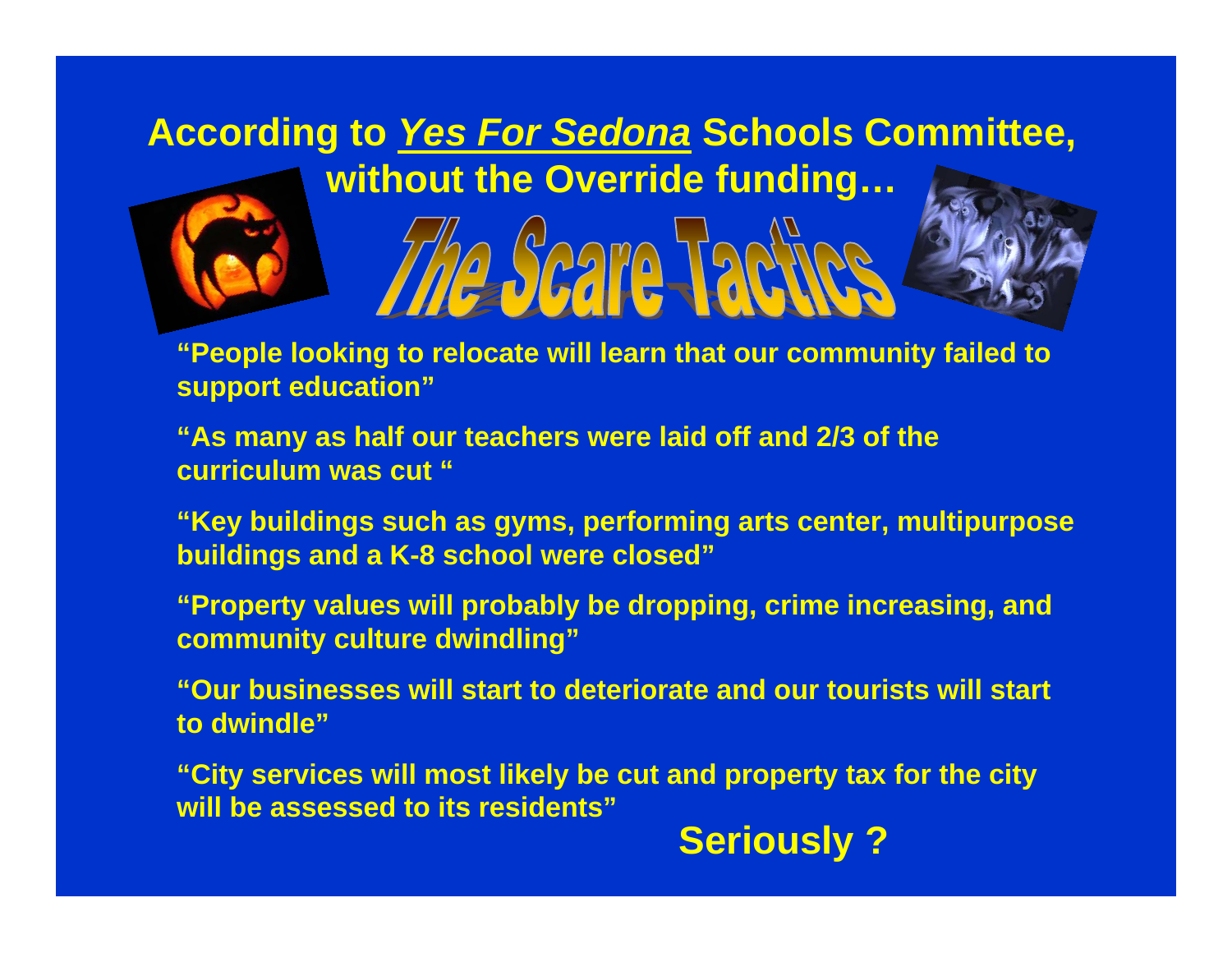## According to *Yes For Sedona* Schools Committee, without the Override funding…

# The Scare Tactics

**"People looking to relocate will learn that our community failed to support education"**

**"As many as half our teachers were laid off and 2/3 of the curriculum was cut "**

**"Key buildings such as gyms, performing arts center, multipurpose buildings and a K-8 school were closed"**

**"Property values will probably be dropping, crime increasing, and community culture dwindling"**

**"Our businesses will start to deteriorate and our tourists will start to dwindle"**

**"City services will most likely be cut and property tax for the city will be assessed to its residents"**

**Seriously ?**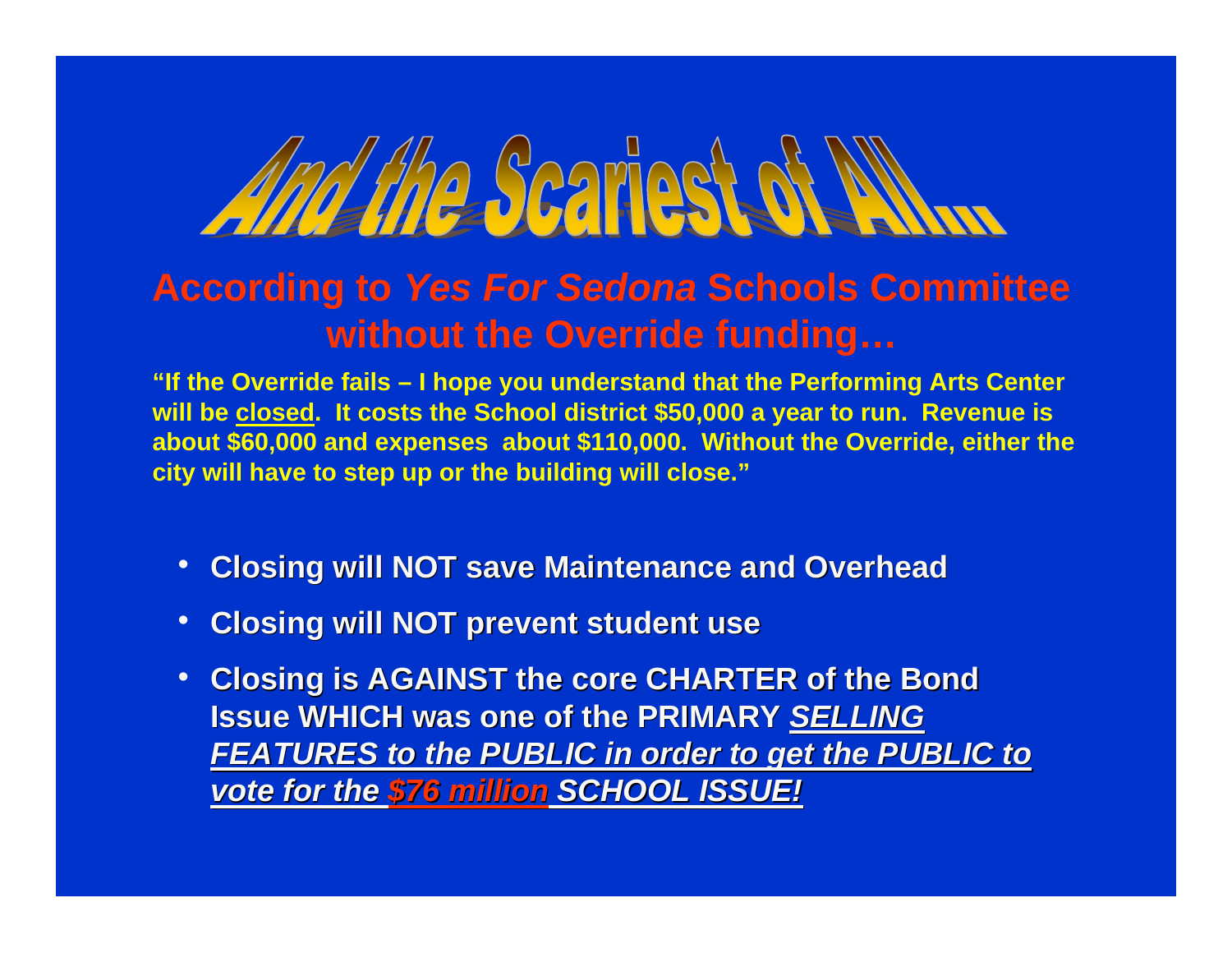# And the Scariest of All…

## According to *Yes For Sedona* Schools Committee without the Override funding…

**"If the Override fails – I hope you understand that the Performing Arts Center will be <u>closed</u>. It costs the School district $50,000 a year to run. Revenue is about $60,000 and expenses about $110,000. Without the Override, either the city will have to step up or the building will close."**

- **Closing will NOT save Maintenance and Overhead**
- **Closing will NOT prevent student use**
- **Closing is AGAINST the core CHARTER of the Bond Issue WHICH was one of the PRIMARY <u>*SELLING FEATURES to the PUBLIC in order to get the PUBLIC to vote for the $76 million SCHOOL ISSUE!*</u>**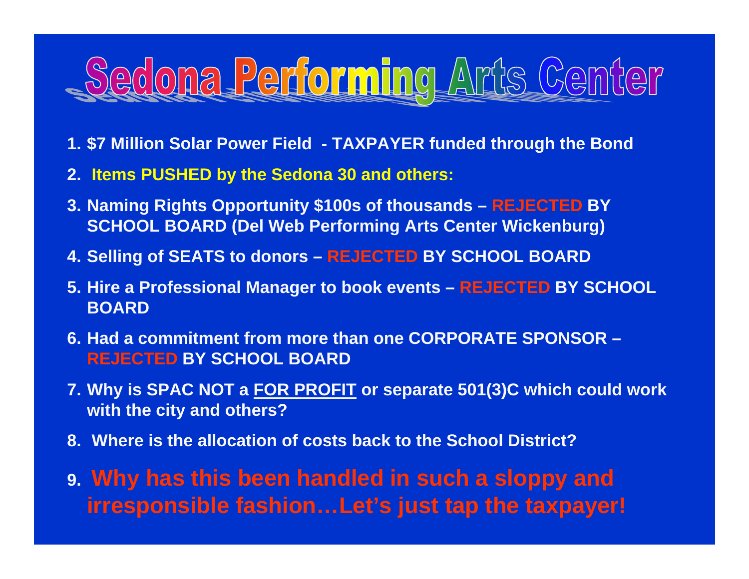# Sedona Performing Arts Center

1. **$7 Million Solar Power Field - TAXPAYER funded through the Bond**
2. **Items PUSHED by the Sedona 30 and others:**
3. **Naming Rights Opportunity $100s of thousands – REJECTED BY SCHOOL BOARD (Del Web Performing Arts Center Wickenburg)**
4. **Selling of SEATS to donors – REJECTED BY SCHOOL BOARD**
5. **Hire a Professional Manager to book events – REJECTED BY SCHOOL BOARD**
6. **Had a commitment from more than one CORPORATE SPONSOR – REJECTED BY SCHOOL BOARD**
7. **Why is SPAC NOT a <u>FOR PROFIT</u> or separate 501(3)C which could work with the city and others?**
8. **Where is the allocation of costs back to the School District?**
9. **Why has this been handled in such a sloppy and irresponsible fashion…Let's just tap the taxpayer!**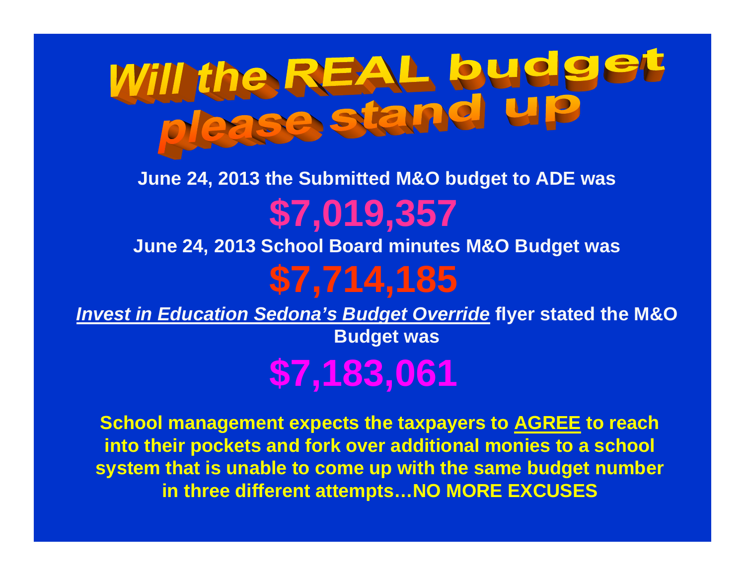# Will the REAL budget please stand up

**June 24, 2013 the Submitted M&O budget to ADE was**

# $7,019,357

**June 24, 2013 School Board minutes M&O Budget was**

# $7,714,185

***Invest in Education Sedona's Budget Override*** **flyer stated the M&O Budget was**

# $7,183,061

**School management expects the taxpayers to AGREE to reach into their pockets and fork over additional monies to a school system that is unable to come up with the same budget number in three different attempts…NO MORE EXCUSES**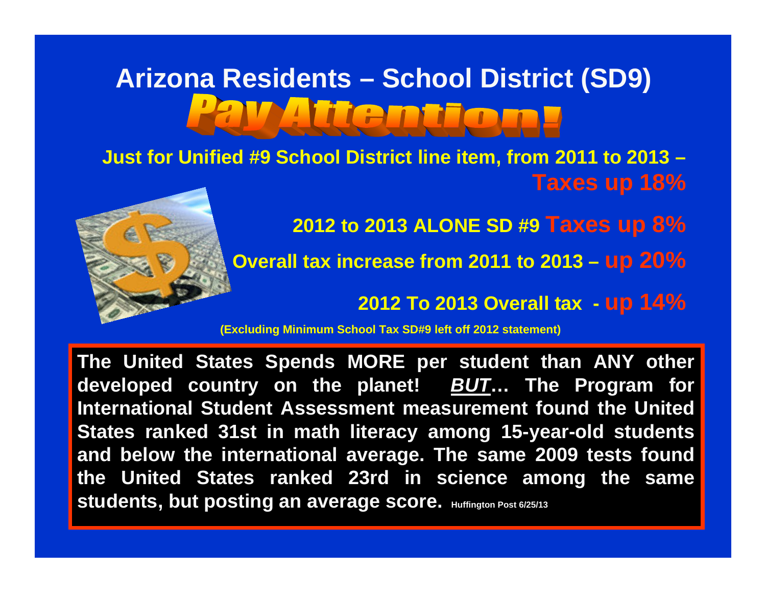# Arizona Residents – School District (SD9)

## Pay Attention!

**Just for Unified #9 School District line item, from 2011 to 2013 – Taxes up 18%**

**2012 to 2013 ALONE SD #9 Taxes up 8%**

**Overall tax increase from 2011 to 2013 – up 20%**

**2012 To 2013 Overall tax - up 14%**

**(Excluding Minimum School Tax SD#9 left off 2012 statement)**

**The United States Spends MORE per student than ANY other developed country on the planet! *BUT*… The Program for International Student Assessment measurement found the United States ranked 31st in math literacy among 15-year-old students and below the international average. The same 2009 tests found the United States ranked 23rd in science among the same students, but posting an average score.** Huffington Post 6/25/13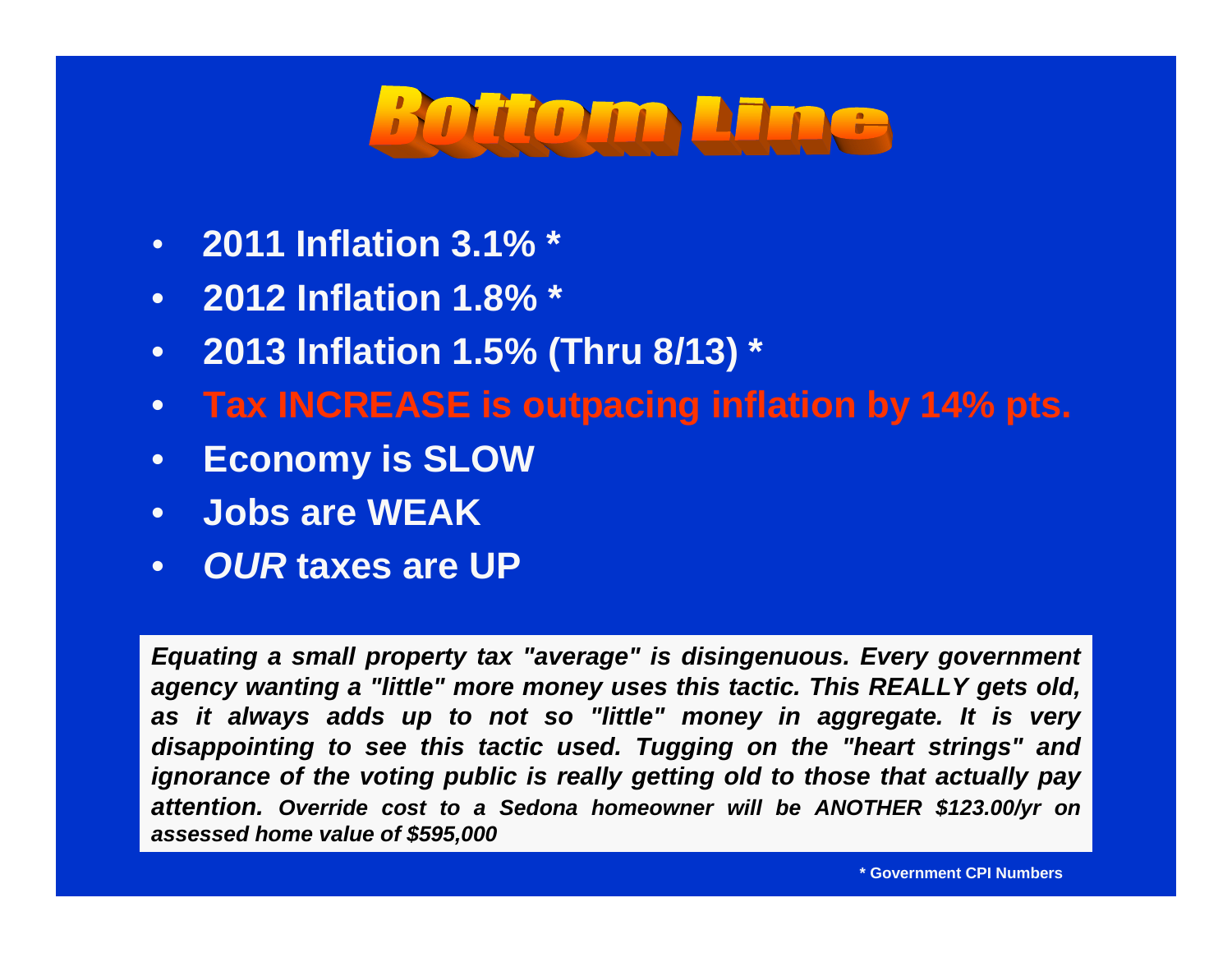# Bottom Line

- **2011 Inflation 3.1% ***
- **2012 Inflation 1.8% ***
- **2013 Inflation 1.5% (Thru 8/13) ***
- **Tax INCREASE is outpacing inflation by 14% pts.**
- **Economy is SLOW**
- **Jobs are WEAK**
- ***OUR* taxes are UP**

***Equating a small property tax "average" is disingenuous. Every government agency wanting a "little" more money uses this tactic. This REALLY gets old, as it always adds up to not so "little" money in aggregate. It is very disappointing to see this tactic used. Tugging on the "heart strings" and ignorance of the voting public is really getting old to those that actually pay attention. Override cost to a Sedona homeowner will be ANOTHER $123.00/yr on assessed home value of $595,000***

**\* Government CPI Numbers**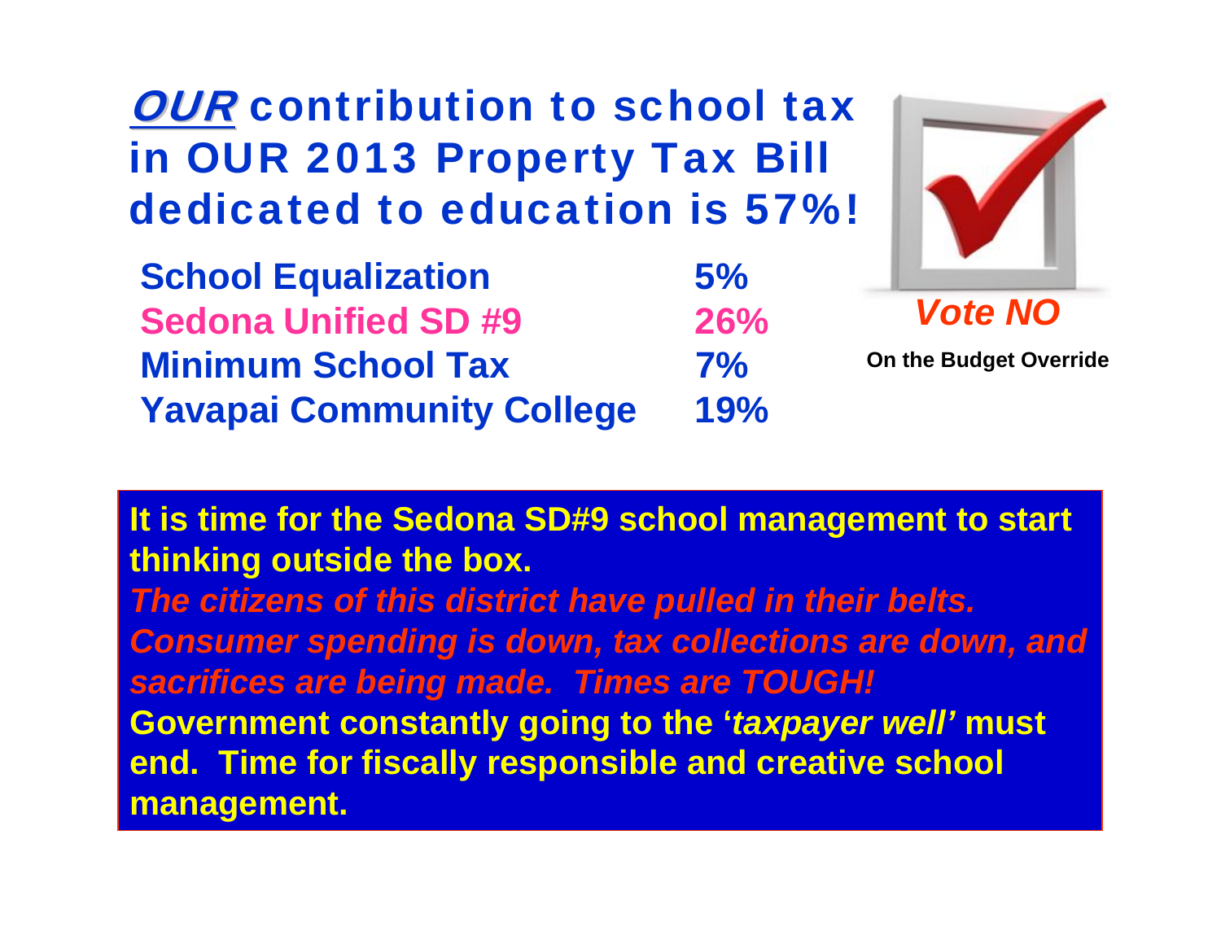# ***OUR*** contribution to school tax in OUR 2013 Property Tax Bill dedicated to education is 57%!

| | |
|---|---|
| **School Equalization** | **5%** |
| **Sedona Unified SD #9** | **26%** |
| **Minimum School Tax** | **7%** |
| **Yavapai Community College** | **19%** |

***Vote NO***

**On the Budget Override**

**It is time for the Sedona SD#9 school management to start thinking outside the box.**

***The citizens of this district have pulled in their belts. Consumer spending is down, tax collections are down, and sacrifices are being made. Times are TOUGH!***

**Government constantly going to the '*taxpayer well'* must end. Time for fiscally responsible and creative school management.**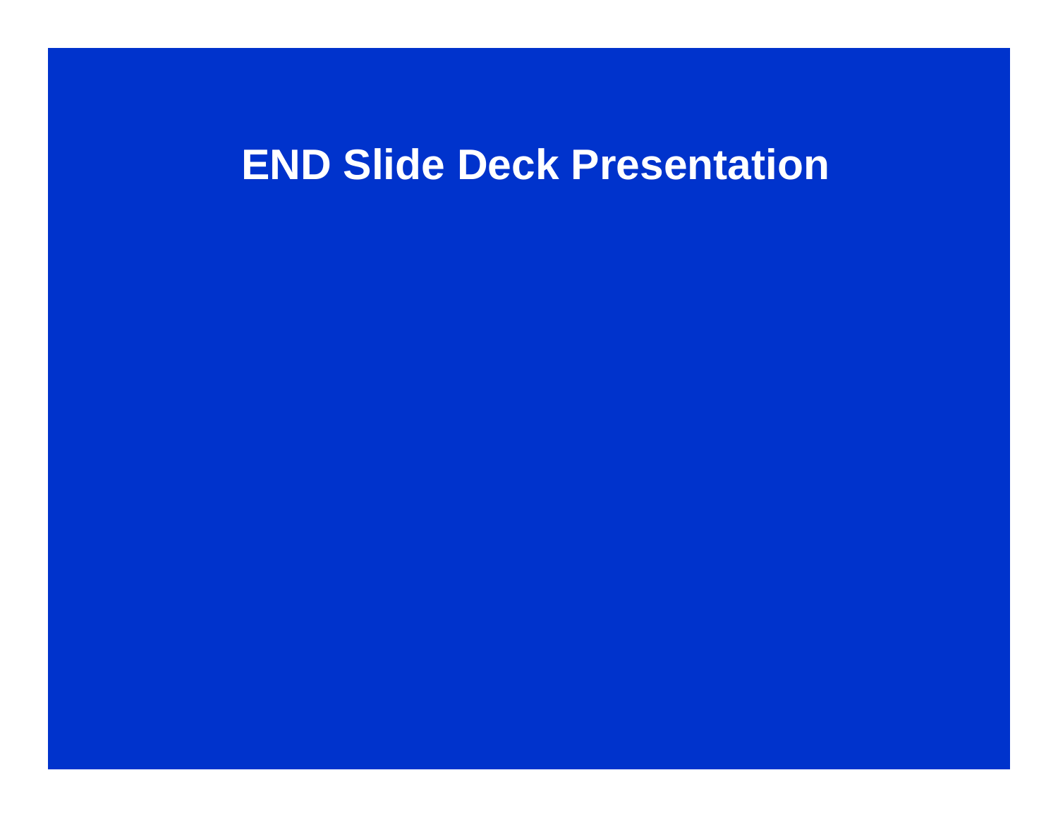# END Slide Deck Presentation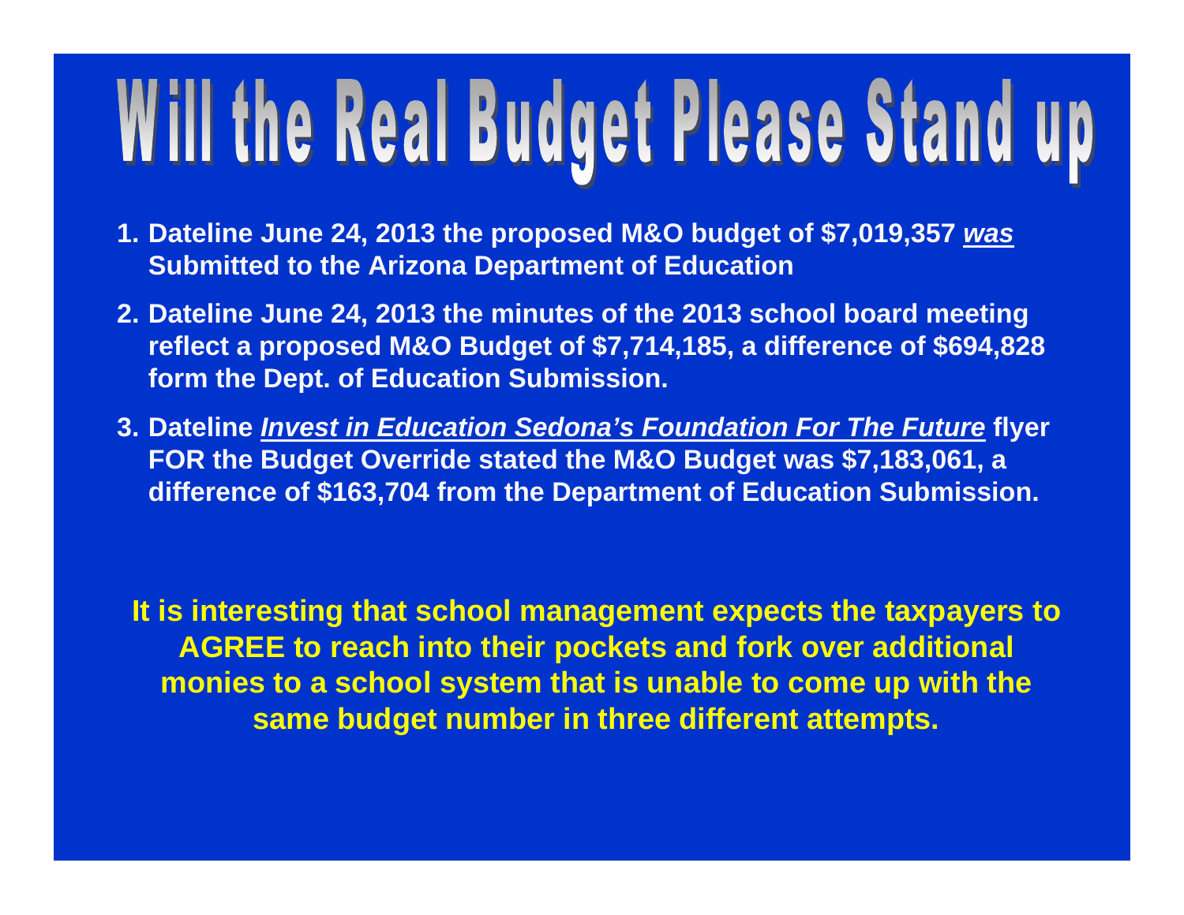# Will the Real Budget Please Stand up

1. **Dateline June 24, 2013 the proposed M&O budget of $7,019,357 *<u>was</u>* Submitted to the Arizona Department of Education**
2. **Dateline June 24, 2013 the minutes of the 2013 school board meeting reflect a proposed M&O Budget of $7,714,185, a difference of $694,828 form the Dept. of Education Submission.**
3. **Dateline *<u>Invest in Education Sedona's Foundation For The Future</u>* flyer FOR the Budget Override stated the M&O Budget was $7,183,061, a difference of $163,704 from the Department of Education Submission.**

**It is interesting that school management expects the taxpayers to AGREE to reach into their pockets and fork over additional monies to a school system that is unable to come up with the same budget number in three different attempts.**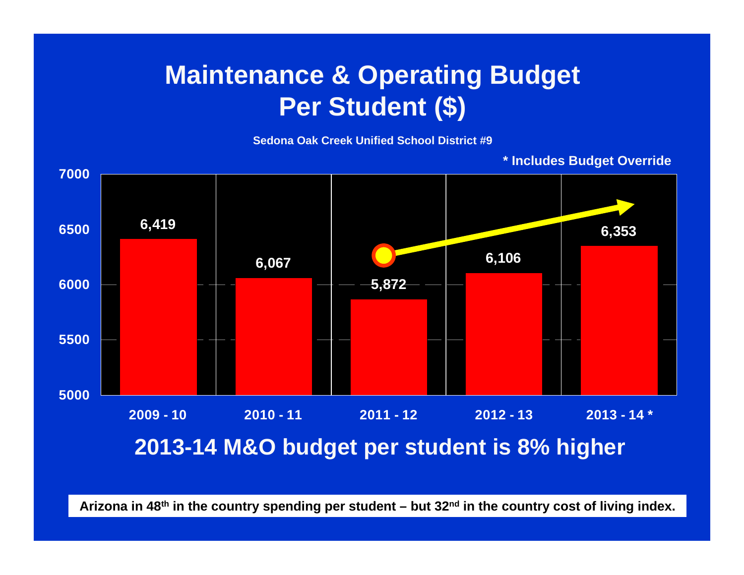# Maintenance & Operating Budget Per Student ($)

**Sedona Oak Creek Unified School District #9**

**\* Includes Budget Override**

7000
6500
6000
5500
5000

6,419
6,067
5,872
6,106
6,353

2009 - 10
2010 - 11
2011 - 12
2012 - 13
2013 - 14 *

## 2013-14 M&O budget per student is 8% higher

**Arizona in 48th in the country spending per student – but 32nd in the country cost of living index.**